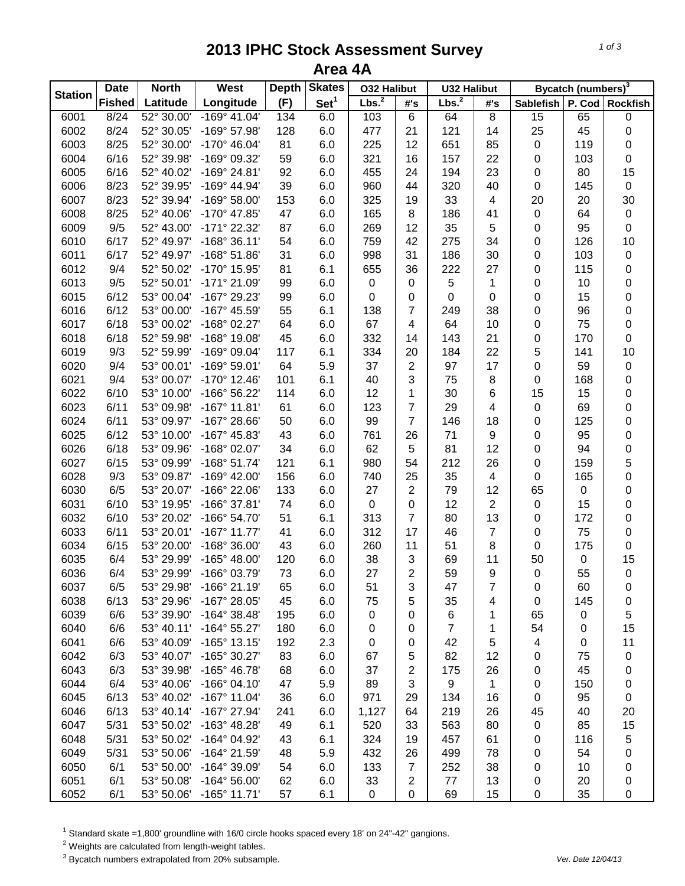# 2013 IPHC Stock Assessment Survey
## Area 4A

| Station | Date Fished | North Latitude | West Longitude | Depth (F) | Skates Set[1] | O32 Halibut Lbs.[2] | O32 Halibut #'s | U32 Halibut Lbs.[2] | U32 Halibut #'s | Bycatch (numbers)[3] Sablefish | P. Cod | Rockfish |
|---|---|---|---|---|---|---|---|---|---|---|---|---|
| 6001 | 8/24 | 52° 30.00' | -169° 41.04' | 134 | 6.0 | 103 | 6 | 64 | 8 | 15 | 65 | 0 |
| 6002 | 8/24 | 52° 30.05' | -169° 57.98' | 128 | 6.0 | 477 | 21 | 121 | 14 | 25 | 45 | 0 |
| 6003 | 8/25 | 52° 30.00' | -170° 46.04' | 81 | 6.0 | 225 | 12 | 651 | 85 | 0 | 119 | 0 |
| 6004 | 6/16 | 52° 39.98' | -169° 09.32' | 59 | 6.0 | 321 | 16 | 157 | 22 | 0 | 103 | 0 |
| 6005 | 6/16 | 52° 40.02' | -169° 24.81' | 92 | 6.0 | 455 | 24 | 194 | 23 | 0 | 80 | 15 |
| 6006 | 8/23 | 52° 39.95' | -169° 44.94' | 39 | 6.0 | 960 | 44 | 320 | 40 | 0 | 145 | 0 |
| 6007 | 8/23 | 52° 39.94' | -169° 58.00' | 153 | 6.0 | 325 | 19 | 33 | 4 | 20 | 20 | 30 |
| 6008 | 8/25 | 52° 40.06' | -170° 47.85' | 47 | 6.0 | 165 | 8 | 186 | 41 | 0 | 64 | 0 |
| 6009 | 9/5 | 52° 43.00' | -171° 22.32' | 87 | 6.0 | 269 | 12 | 35 | 5 | 0 | 95 | 0 |
| 6010 | 6/17 | 52° 49.97' | -168° 36.11' | 54 | 6.0 | 759 | 42 | 275 | 34 | 0 | 126 | 10 |
| 6011 | 6/17 | 52° 49.97' | -168° 51.86' | 31 | 6.0 | 998 | 31 | 186 | 30 | 0 | 103 | 0 |
| 6012 | 9/4 | 52° 50.02' | -170° 15.95' | 81 | 6.1 | 655 | 36 | 222 | 27 | 0 | 115 | 0 |
| 6013 | 9/5 | 52° 50.01' | -171° 21.09' | 99 | 6.0 | 0 | 0 | 5 | 1 | 0 | 10 | 0 |
| 6015 | 6/12 | 53° 00.04' | -167° 29.23' | 99 | 6.0 | 0 | 0 | 0 | 0 | 0 | 15 | 0 |
| 6016 | 6/12 | 53° 00.00' | -167° 45.59' | 55 | 6.1 | 138 | 7 | 249 | 38 | 0 | 96 | 0 |
| 6017 | 6/18 | 53° 00.02' | -168° 02.27' | 64 | 6.0 | 67 | 4 | 64 | 10 | 0 | 75 | 0 |
| 6018 | 6/18 | 52° 59.98' | -168° 19.08' | 45 | 6.0 | 332 | 14 | 143 | 21 | 0 | 170 | 0 |
| 6019 | 9/3 | 52° 59.99' | -169° 09.04' | 117 | 6.1 | 334 | 20 | 184 | 22 | 5 | 141 | 10 |
| 6020 | 9/4 | 53° 00.01' | -169° 59.01' | 64 | 5.9 | 37 | 2 | 97 | 17 | 0 | 59 | 0 |
| 6021 | 9/4 | 53° 00.07' | -170° 12.46' | 101 | 6.1 | 40 | 3 | 75 | 8 | 0 | 168 | 0 |
| 6022 | 6/10 | 53° 10.00' | -166° 56.22' | 114 | 6.0 | 12 | 1 | 30 | 6 | 15 | 15 | 0 |
| 6023 | 6/11 | 53° 09.98' | -167° 11.81' | 61 | 6.0 | 123 | 7 | 29 | 4 | 0 | 69 | 0 |
| 6024 | 6/11 | 53° 09.97' | -167° 28.66' | 50 | 6.0 | 99 | 7 | 146 | 18 | 0 | 125 | 0 |
| 6025 | 6/12 | 53° 10.00' | -167° 45.83' | 43 | 6.0 | 761 | 26 | 71 | 9 | 0 | 95 | 0 |
| 6026 | 6/18 | 53° 09.96' | -168° 02.07' | 34 | 6.0 | 62 | 5 | 81 | 12 | 0 | 94 | 0 |
| 6027 | 6/15 | 53° 09.99' | -168° 51.74' | 121 | 6.1 | 980 | 54 | 212 | 26 | 0 | 159 | 5 |
| 6028 | 9/3 | 53° 09.87' | -169° 42.00' | 156 | 6.0 | 740 | 25 | 35 | 4 | 0 | 165 | 0 |
| 6030 | 6/5 | 53° 20.07' | -166° 22.06' | 133 | 6.0 | 27 | 2 | 79 | 12 | 65 | 0 | 0 |
| 6031 | 6/10 | 53° 19.95' | -166° 37.81' | 74 | 6.0 | 0 | 0 | 12 | 2 | 0 | 15 | 0 |
| 6032 | 6/10 | 53° 20.02' | -166° 54.70' | 51 | 6.1 | 313 | 7 | 80 | 13 | 0 | 172 | 0 |
| 6033 | 6/11 | 53° 20.01' | -167° 11.77' | 41 | 6.0 | 312 | 17 | 46 | 7 | 0 | 75 | 0 |
| 6034 | 6/15 | 53° 20.00' | -168° 36.00' | 43 | 6.0 | 260 | 11 | 51 | 8 | 0 | 175 | 0 |
| 6035 | 6/4 | 53° 29.99' | -165° 48.00' | 120 | 6.0 | 38 | 3 | 69 | 11 | 50 | 0 | 15 |
| 6036 | 6/4 | 53° 29.99' | -166° 03.79' | 73 | 6.0 | 27 | 2 | 59 | 9 | 0 | 55 | 0 |
| 6037 | 6/5 | 53° 29.98' | -166° 21.19' | 65 | 6.0 | 51 | 3 | 47 | 7 | 0 | 60 | 0 |
| 6038 | 6/13 | 53° 29.96' | -167° 28.05' | 45 | 6.0 | 75 | 5 | 35 | 4 | 0 | 145 | 0 |
| 6039 | 6/6 | 53° 39.90' | -164° 38.48' | 195 | 6.0 | 0 | 0 | 6 | 1 | 65 | 0 | 5 |
| 6040 | 6/6 | 53° 40.11' | -164° 55.27' | 180 | 6.0 | 0 | 0 | 7 | 1 | 54 | 0 | 15 |
| 6041 | 6/6 | 53° 40.09' | -165° 13.15' | 192 | 2.3 | 0 | 0 | 42 | 5 | 4 | 0 | 11 |
| 6042 | 6/3 | 53° 40.07' | -165° 30.27' | 83 | 6.0 | 67 | 5 | 82 | 12 | 0 | 75 | 0 |
| 6043 | 6/3 | 53° 39.98' | -165° 46.78' | 68 | 6.0 | 37 | 2 | 175 | 26 | 0 | 45 | 0 |
| 6044 | 6/4 | 53° 40.06' | -166° 04.10' | 47 | 5.9 | 89 | 3 | 9 | 1 | 0 | 150 | 0 |
| 6045 | 6/13 | 53° 40.02' | -167° 11.04' | 36 | 6.0 | 971 | 29 | 134 | 16 | 0 | 95 | 0 |
| 6046 | 6/13 | 53° 40.14' | -167° 27.94' | 241 | 6.0 | 1,127 | 64 | 219 | 26 | 45 | 40 | 20 |
| 6047 | 5/31 | 53° 50.02' | -163° 48.28' | 49 | 6.1 | 520 | 33 | 563 | 80 | 0 | 85 | 15 |
| 6048 | 5/31 | 53° 50.02' | -164° 04.92' | 43 | 6.1 | 324 | 19 | 457 | 61 | 0 | 116 | 5 |
| 6049 | 5/31 | 53° 50.06' | -164° 21.59' | 48 | 5.9 | 432 | 26 | 499 | 78 | 0 | 54 | 0 |
| 6050 | 6/1 | 53° 50.00' | -164° 39.09' | 54 | 6.0 | 133 | 7 | 252 | 38 | 0 | 10 | 0 |
| 6051 | 6/1 | 53° 50.08' | -164° 56.00' | 62 | 6.0 | 33 | 2 | 77 | 13 | 0 | 20 | 0 |
| 6052 | 6/1 | 53° 50.06' | -165° 11.71' | 57 | 6.1 | 0 | 0 | 69 | 15 | 0 | 35 | 0 |

[1] Standard skate =1,800' groundline with 16/0 circle hooks spaced every 18' on 24"-42" gangions.
[2] Weights are calculated from length-weight tables.
[3] Bycatch numbers extrapolated from 20% subsample.

Ver. Date 12/04/13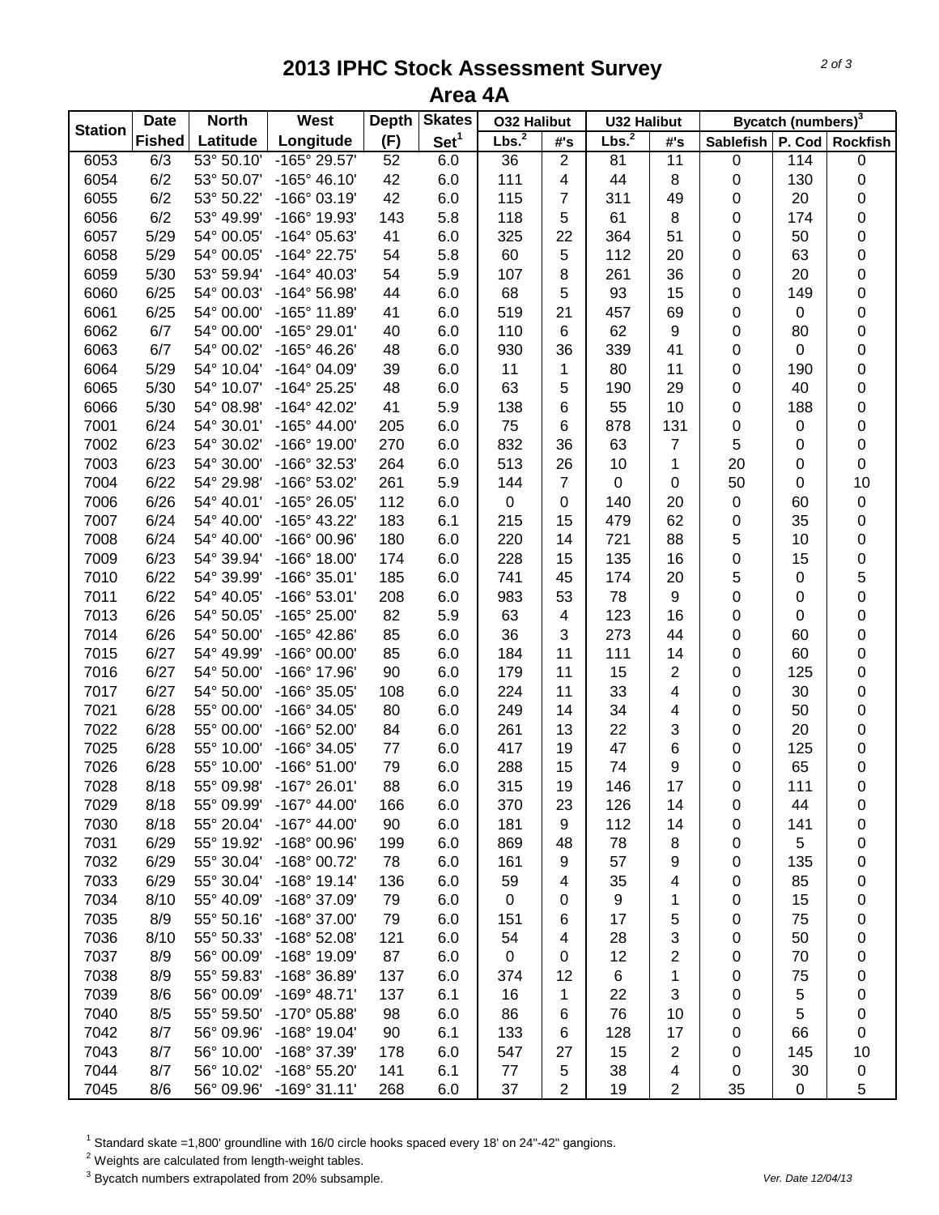# 2013 IPHC Stock Assessment Survey

## Area 4A

| Station | Date Fished | North Latitude | West Longitude | Depth (F) | Skates Set[1] | O32 Halibut Lbs.[2] | O32 Halibut #'s | U32 Halibut Lbs.[2] | U32 Halibut #'s | Bycatch (numbers)[3] Sablefish | P. Cod | Rockfish |
|---|---|---|---|---|---|---|---|---|---|---|---|---|
| 6053 | 6/3 | 53° 50.10' | -165° 29.57' | 52 | 6.0 | 36 | 2 | 81 | 11 | 0 | 114 | 0 |
| 6054 | 6/2 | 53° 50.07' | -165° 46.10' | 42 | 6.0 | 111 | 4 | 44 | 8 | 0 | 130 | 0 |
| 6055 | 6/2 | 53° 50.22' | -166° 03.19' | 42 | 6.0 | 115 | 7 | 311 | 49 | 0 | 20 | 0 |
| 6056 | 6/2 | 53° 49.99' | -166° 19.93' | 143 | 5.8 | 118 | 5 | 61 | 8 | 0 | 174 | 0 |
| 6057 | 5/29 | 54° 00.05' | -164° 05.63' | 41 | 6.0 | 325 | 22 | 364 | 51 | 0 | 50 | 0 |
| 6058 | 5/29 | 54° 00.05' | -164° 22.75' | 54 | 5.8 | 60 | 5 | 112 | 20 | 0 | 63 | 0 |
| 6059 | 5/30 | 53° 59.94' | -164° 40.03' | 54 | 5.9 | 107 | 8 | 261 | 36 | 0 | 20 | 0 |
| 6060 | 6/25 | 54° 00.03' | -164° 56.98' | 44 | 6.0 | 68 | 5 | 93 | 15 | 0 | 149 | 0 |
| 6061 | 6/25 | 54° 00.00' | -165° 11.89' | 41 | 6.0 | 519 | 21 | 457 | 69 | 0 | 0 | 0 |
| 6062 | 6/7 | 54° 00.00' | -165° 29.01' | 40 | 6.0 | 110 | 6 | 62 | 9 | 0 | 80 | 0 |
| 6063 | 6/7 | 54° 00.02' | -165° 46.26' | 48 | 6.0 | 930 | 36 | 339 | 41 | 0 | 0 | 0 |
| 6064 | 5/29 | 54° 10.04' | -164° 04.09' | 39 | 6.0 | 11 | 1 | 80 | 11 | 0 | 190 | 0 |
| 6065 | 5/30 | 54° 10.07' | -164° 25.25' | 48 | 6.0 | 63 | 5 | 190 | 29 | 0 | 40 | 0 |
| 6066 | 5/30 | 54° 08.98' | -164° 42.02' | 41 | 5.9 | 138 | 6 | 55 | 10 | 0 | 188 | 0 |
| 7001 | 6/24 | 54° 30.01' | -165° 44.00' | 205 | 6.0 | 75 | 6 | 878 | 131 | 0 | 0 | 0 |
| 7002 | 6/23 | 54° 30.02' | -166° 19.00' | 270 | 6.0 | 832 | 36 | 63 | 7 | 5 | 0 | 0 |
| 7003 | 6/23 | 54° 30.00' | -166° 32.53' | 264 | 6.0 | 513 | 26 | 10 | 1 | 20 | 0 | 0 |
| 7004 | 6/22 | 54° 29.98' | -166° 53.02' | 261 | 5.9 | 144 | 7 | 0 | 0 | 50 | 0 | 10 |
| 7006 | 6/26 | 54° 40.01' | -165° 26.05' | 112 | 6.0 | 0 | 0 | 140 | 20 | 0 | 60 | 0 |
| 7007 | 6/24 | 54° 40.00' | -165° 43.22' | 183 | 6.1 | 215 | 15 | 479 | 62 | 0 | 35 | 0 |
| 7008 | 6/24 | 54° 40.00' | -166° 00.96' | 180 | 6.0 | 220 | 14 | 721 | 88 | 5 | 10 | 0 |
| 7009 | 6/23 | 54° 39.94' | -166° 18.00' | 174 | 6.0 | 228 | 15 | 135 | 16 | 0 | 15 | 0 |
| 7010 | 6/22 | 54° 39.99' | -166° 35.01' | 185 | 6.0 | 741 | 45 | 174 | 20 | 5 | 0 | 5 |
| 7011 | 6/22 | 54° 40.05' | -166° 53.01' | 208 | 6.0 | 983 | 53 | 78 | 9 | 0 | 0 | 0 |
| 7013 | 6/26 | 54° 50.05' | -165° 25.00' | 82 | 5.9 | 63 | 4 | 123 | 16 | 0 | 0 | 0 |
| 7014 | 6/26 | 54° 50.00' | -165° 42.86' | 85 | 6.0 | 36 | 3 | 273 | 44 | 0 | 60 | 0 |
| 7015 | 6/27 | 54° 49.99' | -166° 00.00' | 85 | 6.0 | 184 | 11 | 111 | 14 | 0 | 60 | 0 |
| 7016 | 6/27 | 54° 50.00' | -166° 17.96' | 90 | 6.0 | 179 | 11 | 15 | 2 | 0 | 125 | 0 |
| 7017 | 6/27 | 54° 50.00' | -166° 35.05' | 108 | 6.0 | 224 | 11 | 33 | 4 | 0 | 30 | 0 |
| 7021 | 6/28 | 55° 00.00' | -166° 34.05' | 80 | 6.0 | 249 | 14 | 34 | 4 | 0 | 50 | 0 |
| 7022 | 6/28 | 55° 00.00' | -166° 52.00' | 84 | 6.0 | 261 | 13 | 22 | 3 | 0 | 20 | 0 |
| 7025 | 6/28 | 55° 10.00' | -166° 34.05' | 77 | 6.0 | 417 | 19 | 47 | 6 | 0 | 125 | 0 |
| 7026 | 6/28 | 55° 10.00' | -166° 51.00' | 79 | 6.0 | 288 | 15 | 74 | 9 | 0 | 65 | 0 |
| 7028 | 8/18 | 55° 09.98' | -167° 26.01' | 88 | 6.0 | 315 | 19 | 146 | 17 | 0 | 111 | 0 |
| 7029 | 8/18 | 55° 09.99' | -167° 44.00' | 166 | 6.0 | 370 | 23 | 126 | 14 | 0 | 44 | 0 |
| 7030 | 8/18 | 55° 20.04' | -167° 44.00' | 90 | 6.0 | 181 | 9 | 112 | 14 | 0 | 141 | 0 |
| 7031 | 6/29 | 55° 19.92' | -168° 00.96' | 199 | 6.0 | 869 | 48 | 78 | 8 | 0 | 5 | 0 |
| 7032 | 6/29 | 55° 30.04' | -168° 00.72' | 78 | 6.0 | 161 | 9 | 57 | 9 | 0 | 135 | 0 |
| 7033 | 6/29 | 55° 30.04' | -168° 19.14' | 136 | 6.0 | 59 | 4 | 35 | 4 | 0 | 85 | 0 |
| 7034 | 8/10 | 55° 40.09' | -168° 37.09' | 79 | 6.0 | 0 | 0 | 9 | 1 | 0 | 15 | 0 |
| 7035 | 8/9 | 55° 50.16' | -168° 37.00' | 79 | 6.0 | 151 | 6 | 17 | 5 | 0 | 75 | 0 |
| 7036 | 8/10 | 55° 50.33' | -168° 52.08' | 121 | 6.0 | 54 | 4 | 28 | 3 | 0 | 50 | 0 |
| 7037 | 8/9 | 56° 00.09' | -168° 19.09' | 87 | 6.0 | 0 | 0 | 12 | 2 | 0 | 70 | 0 |
| 7038 | 8/9 | 55° 59.83' | -168° 36.89' | 137 | 6.0 | 374 | 12 | 6 | 1 | 0 | 75 | 0 |
| 7039 | 8/6 | 56° 00.09' | -169° 48.71' | 137 | 6.1 | 16 | 1 | 22 | 3 | 0 | 5 | 0 |
| 7040 | 8/5 | 55° 59.50' | -170° 05.88' | 98 | 6.0 | 86 | 6 | 76 | 10 | 0 | 5 | 0 |
| 7042 | 8/7 | 56° 09.96' | -168° 19.04' | 90 | 6.1 | 133 | 6 | 128 | 17 | 0 | 66 | 0 |
| 7043 | 8/7 | 56° 10.00' | -168° 37.39' | 178 | 6.0 | 547 | 27 | 15 | 2 | 0 | 145 | 10 |
| 7044 | 8/7 | 56° 10.02' | -168° 55.20' | 141 | 6.1 | 77 | 5 | 38 | 4 | 0 | 30 | 0 |
| 7045 | 8/6 | 56° 09.96' | -169° 31.11' | 268 | 6.0 | 37 | 2 | 19 | 2 | 35 | 0 | 5 |

[1] Standard skate =1,800' groundline with 16/0 circle hooks spaced every 18' on 24"-42" gangions.

[2] Weights are calculated from length-weight tables.

[3] Bycatch numbers extrapolated from 20% subsample.

*Ver. Date 12/04/13*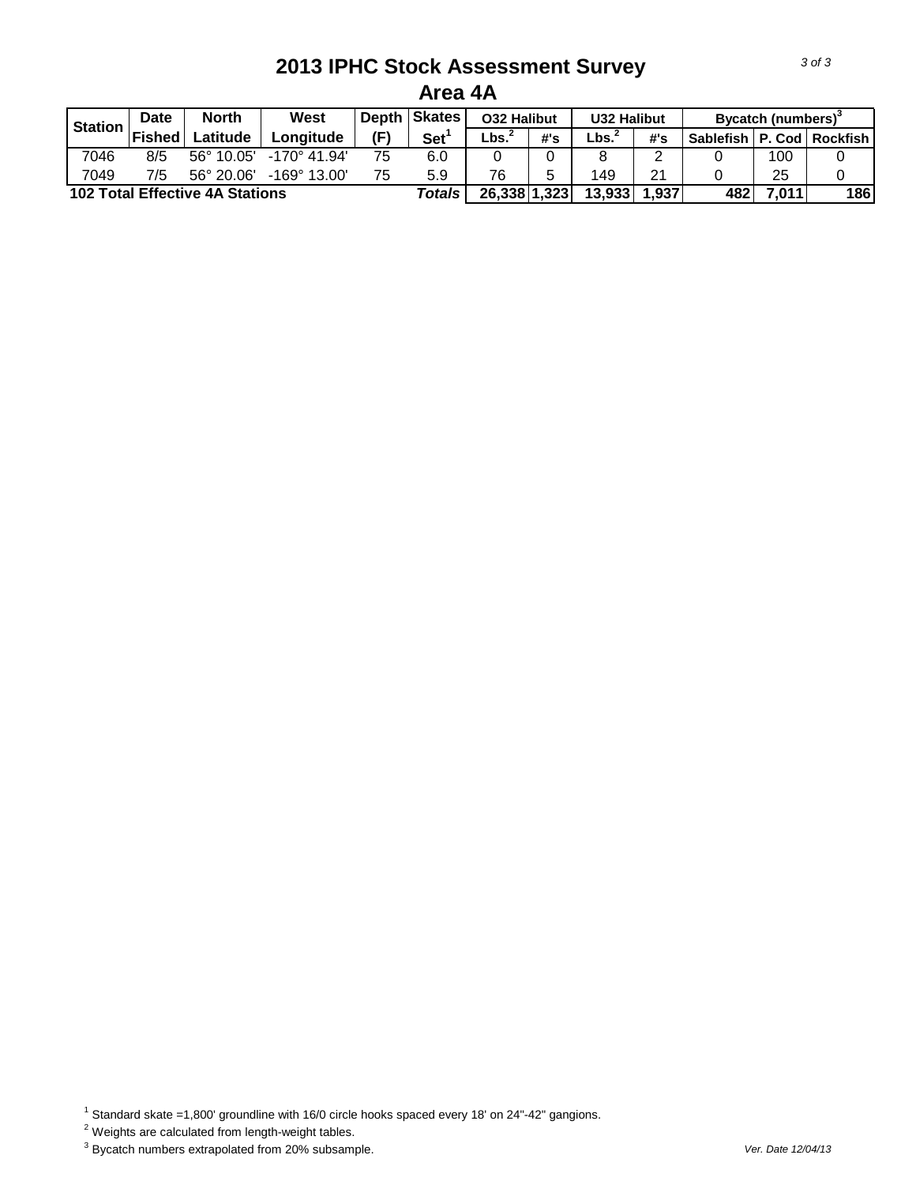# 2013 IPHC Stock Assessment Survey
## Area 4A

| Station | Date Fished | North Latitude | West Longitude | Depth (F) | Skates Set[1] | O32 Halibut | | U32 Halibut | | Bycatch (numbers)[3] | | |
|---|---|---|---|---|---|---|---|---|---|---|---|---|
| | | | | | | Lbs.[2] | #'s | Lbs.[2] | #'s | Sablefish | P. Cod | Rockfish |
| 7046 | 8/5 | 56° 10.05' | -170° 41.94' | 75 | 6.0 | 0 | 0 | 8 | 2 | 0 | 100 | 0 |
| 7049 | 7/5 | 56° 20.06' | -169° 13.00' | 75 | 5.9 | 76 | 5 | 149 | 21 | 0 | 25 | 0 |
| **102 Total Effective 4A Stations** | | | | | ***Totals*** | **26,338** | **1,323** | **13,933** | **1,937** | **482** | **7,011** | **186** |

[1] Standard skate =1,800' groundline with 16/0 circle hooks spaced every 18' on 24"-42" gangions.

[2] Weights are calculated from length-weight tables.

[3] Bycatch numbers extrapolated from 20% subsample.

*Ver. Date 12/04/13*